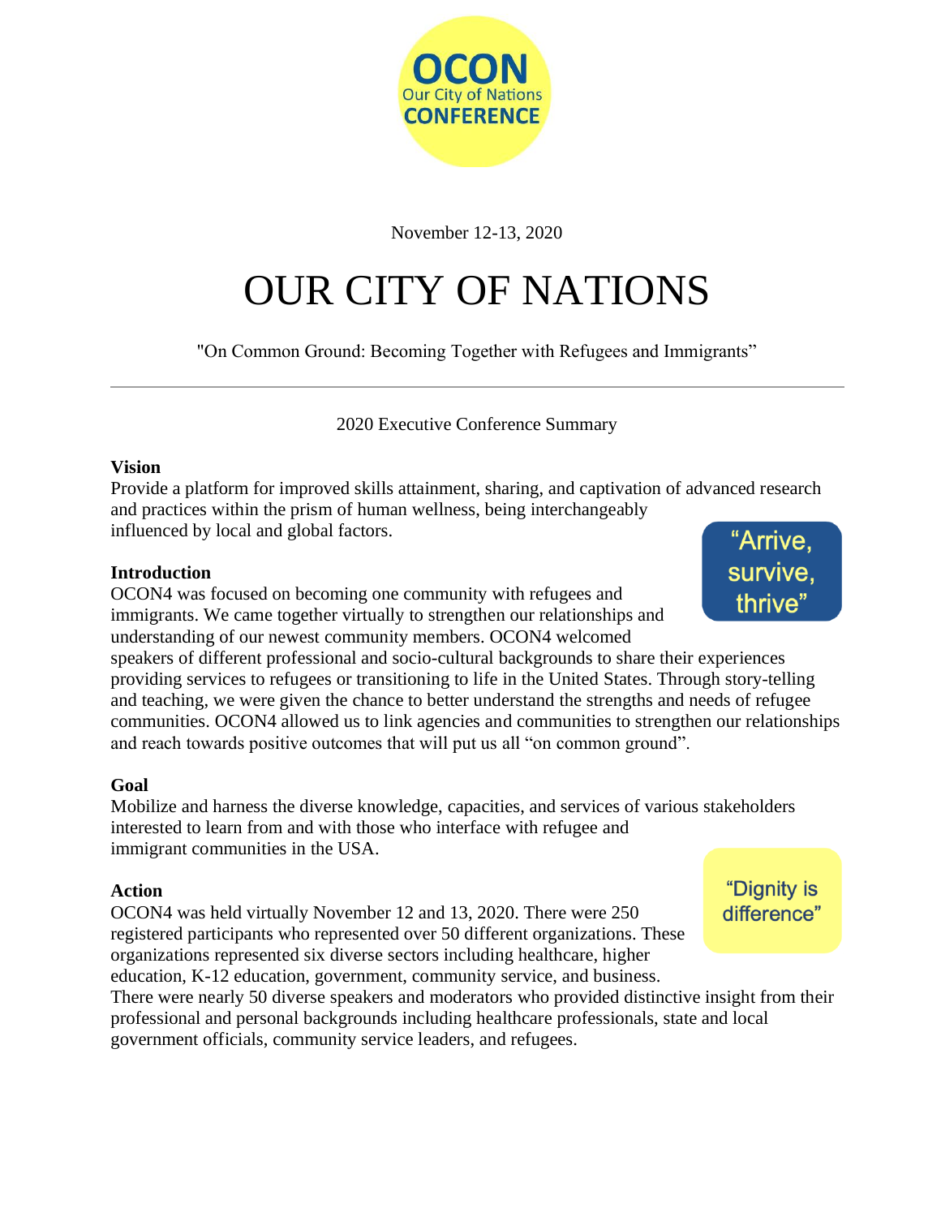OCON
Our City of Nations
CONFERENCE

November 12-13, 2020

# OUR CITY OF NATIONS

"On Common Ground: Becoming Together with Refugees and Immigrants"

---

2020 Executive Conference Summary

**Vision**

Provide a platform for improved skills attainment, sharing, and captivation of advanced research and practices within the prism of human wellness, being interchangeably influenced by local and global factors.

"Arrive, survive, thrive"

**Introduction**

OCON4 was focused on becoming one community with refugees and immigrants. We came together virtually to strengthen our relationships and understanding of our newest community members. OCON4 welcomed speakers of different professional and socio-cultural backgrounds to share their experiences providing services to refugees or transitioning to life in the United States. Through story-telling and teaching, we were given the chance to better understand the strengths and needs of refugee communities. OCON4 allowed us to link agencies and communities to strengthen our relationships and reach towards positive outcomes that will put us all "on common ground".

**Goal**

Mobilize and harness the diverse knowledge, capacities, and services of various stakeholders interested to learn from and with those who interface with refugee and immigrant communities in the USA.

"Dignity is difference"

**Action**

OCON4 was held virtually November 12 and 13, 2020. There were 250 registered participants who represented over 50 different organizations. These organizations represented six diverse sectors including healthcare, higher education, K-12 education, government, community service, and business. There were nearly 50 diverse speakers and moderators who provided distinctive insight from their professional and personal backgrounds including healthcare professionals, state and local government officials, community service leaders, and refugees.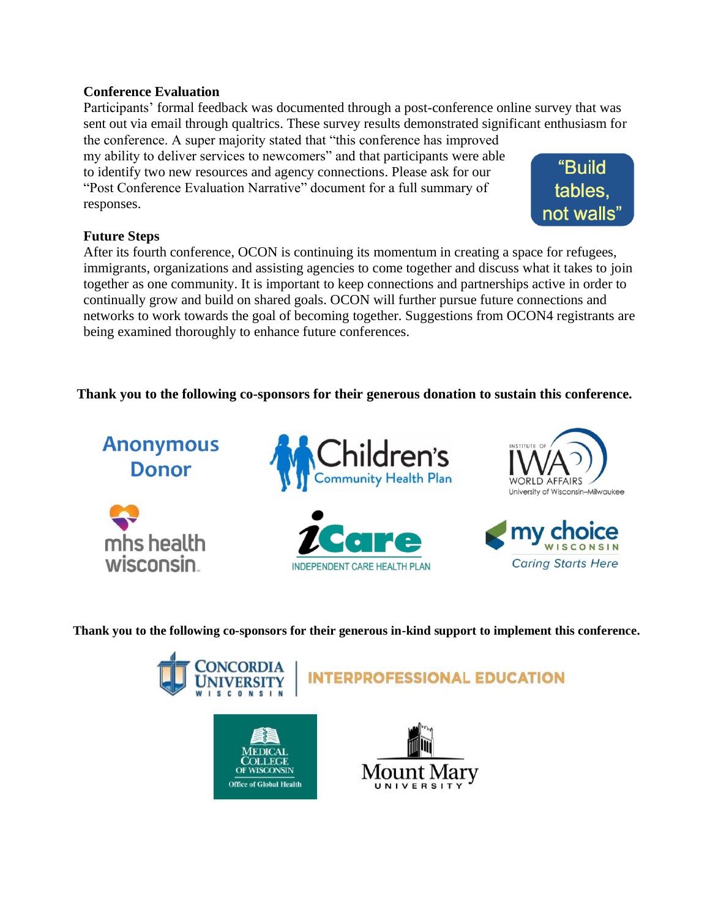**Conference Evaluation**

Participants' formal feedback was documented through a post-conference online survey that was sent out via email through qualtrics. These survey results demonstrated significant enthusiasm for the conference. A super majority stated that "this conference has improved my ability to deliver services to newcomers" and that participants were able to identify two new resources and agency connections. Please ask for our "Post Conference Evaluation Narrative" document for a full summary of responses.

"Build tables, not walls"

**Future Steps**

After its fourth conference, OCON is continuing its momentum in creating a space for refugees, immigrants, organizations and assisting agencies to come together and discuss what it takes to join together as one community. It is important to keep connections and partnerships active in order to continually grow and build on shared goals. OCON will further pursue future connections and networks to work towards the goal of becoming together. Suggestions from OCON4 registrants are being examined thoroughly to enhance future conferences.

**Thank you to the following co-sponsors for their generous donation to sustain this conference.**

Anonymous Donor

Children's Community Health Plan

Institute of World Affairs (IWA), University of Wisconsin–Milwaukee

mhs health wisconsin

iCare Independent Care Health Plan

my choice Wisconsin – Caring Starts Here

**Thank you to the following co-sponsors for their generous in-kind support to implement this conference.**

Concordia University Wisconsin | Interprofessional Education

Medical College of Wisconsin – Office of Global Health

Mount Mary University